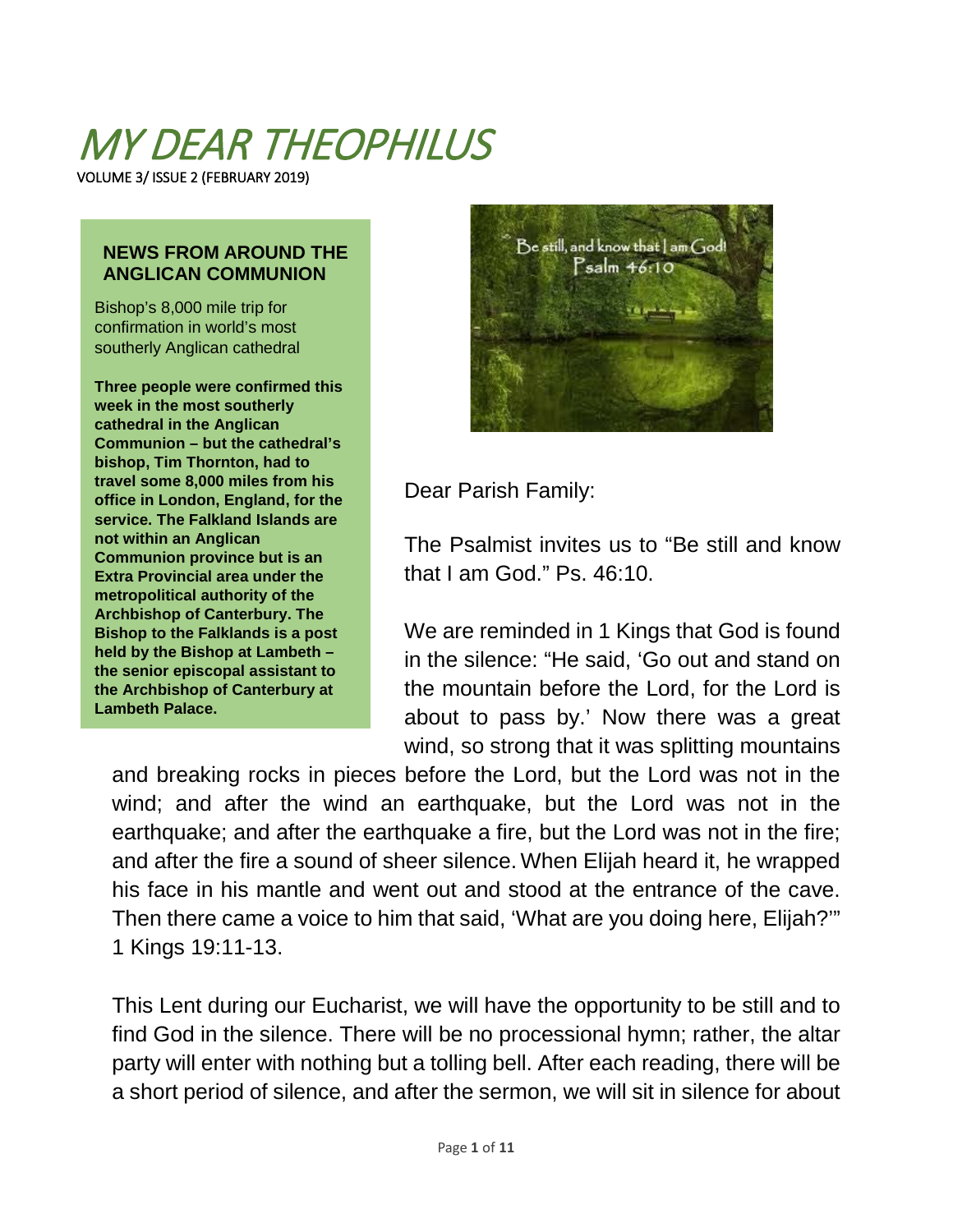# MY DEAR THEOPHILUS

VOLUME 3/ ISSUE 2 (FEBRUARY 2019)

### NEWS FROM AROUND THE ANGLICAN COMMUNION

Bishop's 8,000 mile trip for confirmation in world's most southerly Anglican cathedral

**Three people were confirmed this week in the most southerly cathedral in the Anglican Communion – but the cathedral's bishop, Tim Thornton, had to travel some 8,000 miles from his office in London, England, for the service. The Falkland Islands are not within an Anglican Communion province but is an Extra Provincial area under the metropolitical authority of the Archbishop of Canterbury. The Bishop to the Falklands is a post held by the Bishop at Lambeth – the senior episcopal assistant to the Archbishop of Canterbury at Lambeth Palace.**

Be still, and know that I am God!
Psalm 46:10

Dear Parish Family:

The Psalmist invites us to "Be still and know that I am God." Ps. 46:10.

We are reminded in 1 Kings that God is found in the silence: "He said, 'Go out and stand on the mountain before the Lord, for the Lord is about to pass by.' Now there was a great wind, so strong that it was splitting mountains and breaking rocks in pieces before the Lord, but the Lord was not in the wind; and after the wind an earthquake, but the Lord was not in the earthquake; and after the earthquake a fire, but the Lord was not in the fire; and after the fire a sound of sheer silence. When Elijah heard it, he wrapped his face in his mantle and went out and stood at the entrance of the cave. Then there came a voice to him that said, 'What are you doing here, Elijah?'" 1 Kings 19:11-13.

This Lent during our Eucharist, we will have the opportunity to be still and to find God in the silence. There will be no processional hymn; rather, the altar party will enter with nothing but a tolling bell. After each reading, there will be a short period of silence, and after the sermon, we will sit in silence for about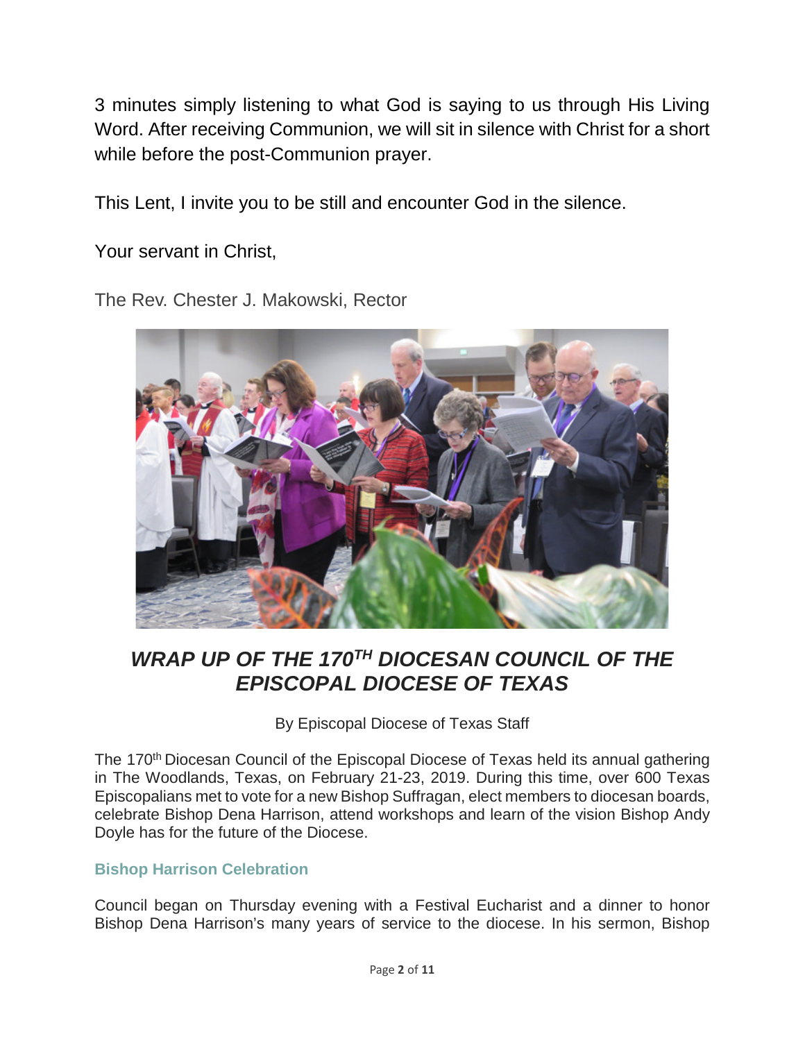3 minutes simply listening to what God is saying to us through His Living Word. After receiving Communion, we will sit in silence with Christ for a short while before the post-Communion prayer.

This Lent, I invite you to be still and encounter God in the silence.

Your servant in Christ,

The Rev. Chester J. Makowski, Rector

## *WRAP UP OF THE 170TH DIOCESAN COUNCIL OF THE EPISCOPAL DIOCESE OF TEXAS*

By Episcopal Diocese of Texas Staff

The 170th Diocesan Council of the Episcopal Diocese of Texas held its annual gathering in The Woodlands, Texas, on February 21-23, 2019. During this time, over 600 Texas Episcopalians met to vote for a new Bishop Suffragan, elect members to diocesan boards, celebrate Bishop Dena Harrison, attend workshops and learn of the vision Bishop Andy Doyle has for the future of the Diocese.

### Bishop Harrison Celebration

Council began on Thursday evening with a Festival Eucharist and a dinner to honor Bishop Dena Harrison's many years of service to the diocese. In his sermon, Bishop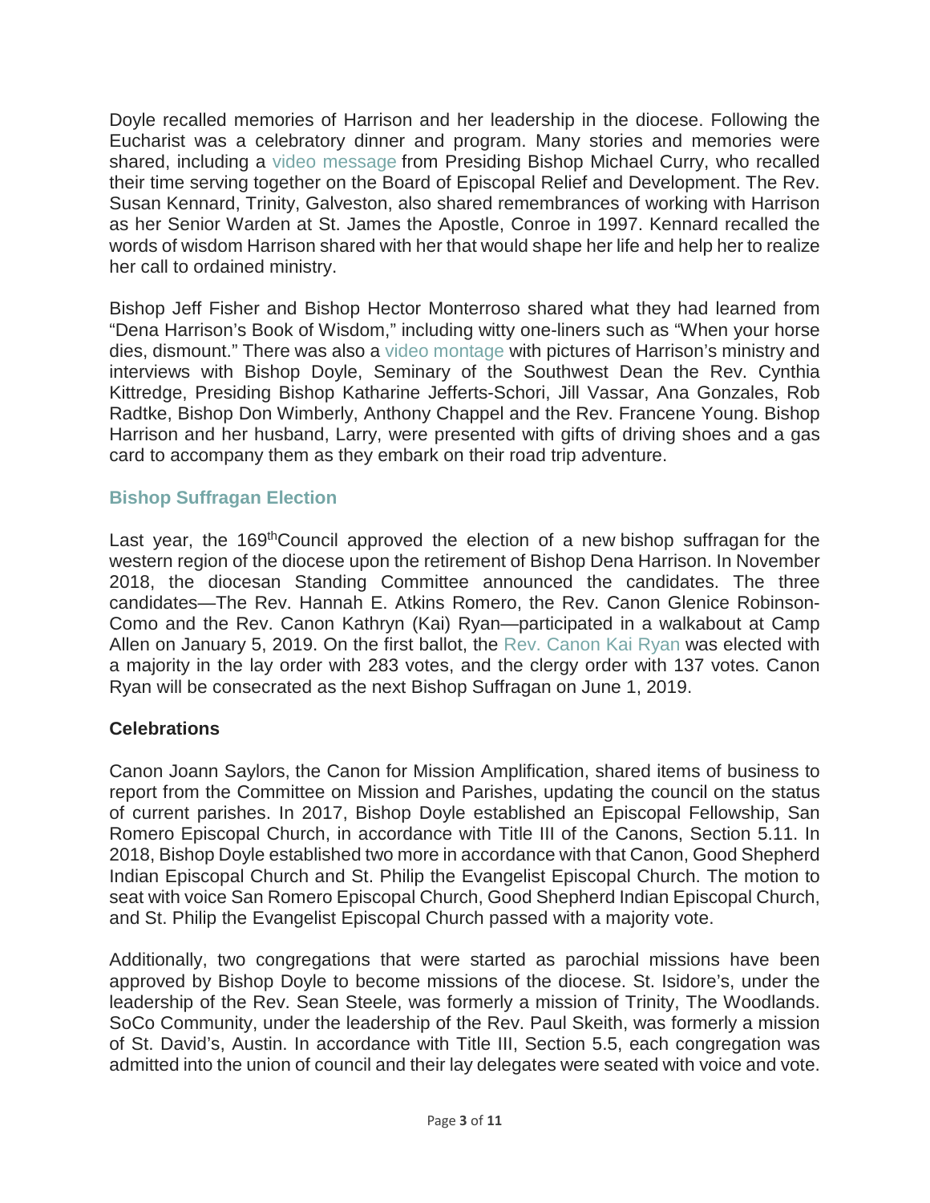Doyle recalled memories of Harrison and her leadership in the diocese. Following the Eucharist was a celebratory dinner and program. Many stories and memories were shared, including a video message from Presiding Bishop Michael Curry, who recalled their time serving together on the Board of Episcopal Relief and Development. The Rev. Susan Kennard, Trinity, Galveston, also shared remembrances of working with Harrison as her Senior Warden at St. James the Apostle, Conroe in 1997. Kennard recalled the words of wisdom Harrison shared with her that would shape her life and help her to realize her call to ordained ministry.

Bishop Jeff Fisher and Bishop Hector Monterroso shared what they had learned from "Dena Harrison's Book of Wisdom," including witty one-liners such as "When your horse dies, dismount." There was also a video montage with pictures of Harrison's ministry and interviews with Bishop Doyle, Seminary of the Southwest Dean the Rev. Cynthia Kittredge, Presiding Bishop Katharine Jefferts-Schori, Jill Vassar, Ana Gonzales, Rob Radtke, Bishop Don Wimberly, Anthony Chappel and the Rev. Francene Young. Bishop Harrison and her husband, Larry, were presented with gifts of driving shoes and a gas card to accompany them as they embark on their road trip adventure.

### Bishop Suffragan Election

Last year, the 169th Council approved the election of a new bishop suffragan for the western region of the diocese upon the retirement of Bishop Dena Harrison. In November 2018, the diocesan Standing Committee announced the candidates. The three candidates—The Rev. Hannah E. Atkins Romero, the Rev. Canon Glenice Robinson-Como and the Rev. Canon Kathryn (Kai) Ryan—participated in a walkabout at Camp Allen on January 5, 2019. On the first ballot, the Rev. Canon Kai Ryan was elected with a majority in the lay order with 283 votes, and the clergy order with 137 votes. Canon Ryan will be consecrated as the next Bishop Suffragan on June 1, 2019.

### Celebrations

Canon Joann Saylors, the Canon for Mission Amplification, shared items of business to report from the Committee on Mission and Parishes, updating the council on the status of current parishes. In 2017, Bishop Doyle established an Episcopal Fellowship, San Romero Episcopal Church, in accordance with Title III of the Canons, Section 5.11. In 2018, Bishop Doyle established two more in accordance with that Canon, Good Shepherd Indian Episcopal Church and St. Philip the Evangelist Episcopal Church. The motion to seat with voice San Romero Episcopal Church, Good Shepherd Indian Episcopal Church, and St. Philip the Evangelist Episcopal Church passed with a majority vote.

Additionally, two congregations that were started as parochial missions have been approved by Bishop Doyle to become missions of the diocese. St. Isidore's, under the leadership of the Rev. Sean Steele, was formerly a mission of Trinity, The Woodlands. SoCo Community, under the leadership of the Rev. Paul Skeith, was formerly a mission of St. David's, Austin. In accordance with Title III, Section 5.5, each congregation was admitted into the union of council and their lay delegates were seated with voice and vote.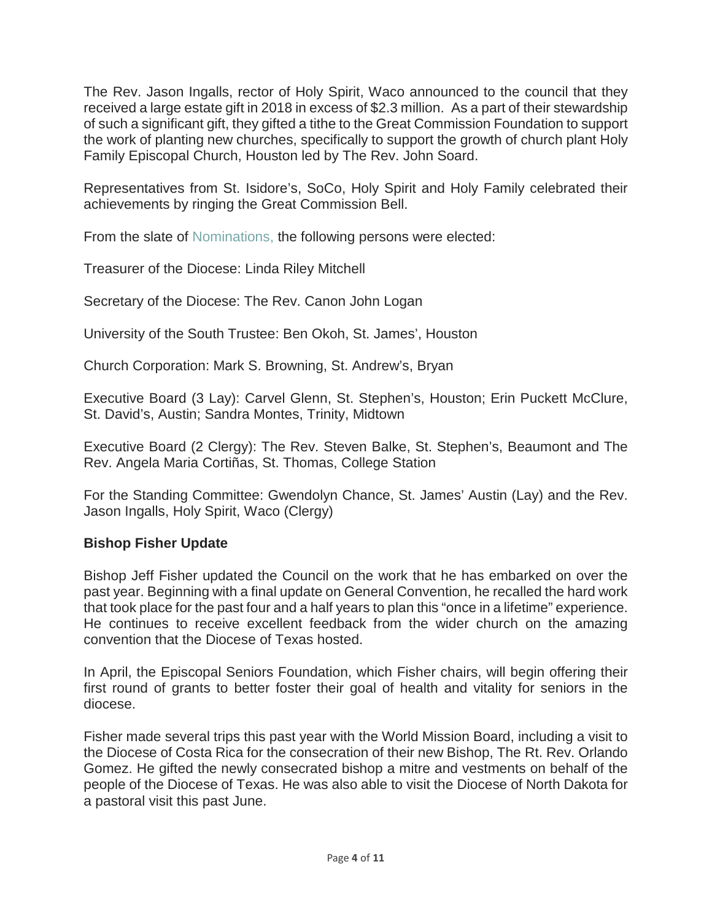The Rev. Jason Ingalls, rector of Holy Spirit, Waco announced to the council that they received a large estate gift in 2018 in excess of $2.3 million. As a part of their stewardship of such a significant gift, they gifted a tithe to the Great Commission Foundation to support the work of planting new churches, specifically to support the growth of church plant Holy Family Episcopal Church, Houston led by The Rev. John Soard.

Representatives from St. Isidore's, SoCo, Holy Spirit and Holy Family celebrated their achievements by ringing the Great Commission Bell.

From the slate of Nominations, the following persons were elected:

Treasurer of the Diocese: Linda Riley Mitchell

Secretary of the Diocese: The Rev. Canon John Logan

University of the South Trustee: Ben Okoh, St. James', Houston

Church Corporation: Mark S. Browning, St. Andrew's, Bryan

Executive Board (3 Lay): Carvel Glenn, St. Stephen's, Houston; Erin Puckett McClure, St. David's, Austin; Sandra Montes, Trinity, Midtown

Executive Board (2 Clergy): The Rev. Steven Balke, St. Stephen's, Beaumont and The Rev. Angela Maria Cortiñas, St. Thomas, College Station

For the Standing Committee: Gwendolyn Chance, St. James' Austin (Lay) and the Rev. Jason Ingalls, Holy Spirit, Waco (Clergy)

**Bishop Fisher Update**

Bishop Jeff Fisher updated the Council on the work that he has embarked on over the past year. Beginning with a final update on General Convention, he recalled the hard work that took place for the past four and a half years to plan this "once in a lifetime" experience. He continues to receive excellent feedback from the wider church on the amazing convention that the Diocese of Texas hosted.

In April, the Episcopal Seniors Foundation, which Fisher chairs, will begin offering their first round of grants to better foster their goal of health and vitality for seniors in the diocese.

Fisher made several trips this past year with the World Mission Board, including a visit to the Diocese of Costa Rica for the consecration of their new Bishop, The Rt. Rev. Orlando Gomez. He gifted the newly consecrated bishop a mitre and vestments on behalf of the people of the Diocese of Texas. He was also able to visit the Diocese of North Dakota for a pastoral visit this past June.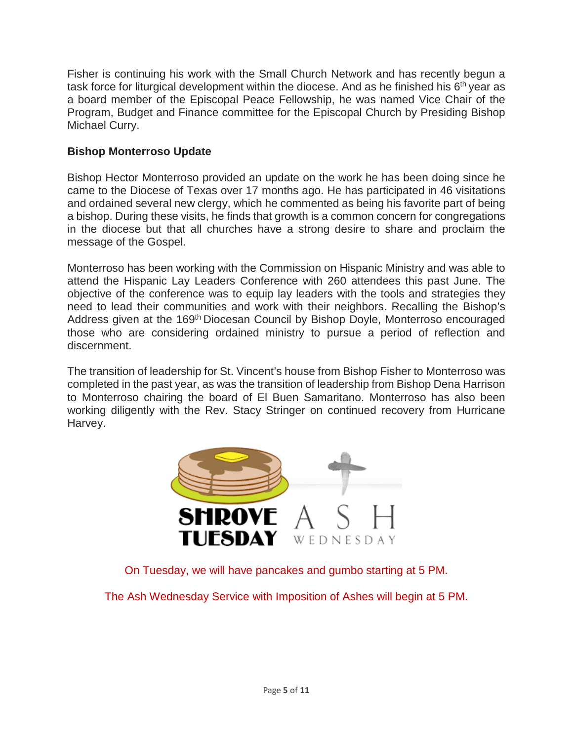Fisher is continuing his work with the Small Church Network and has recently begun a task force for liturgical development within the diocese. And as he finished his 6th year as a board member of the Episcopal Peace Fellowship, he was named Vice Chair of the Program, Budget and Finance committee for the Episcopal Church by Presiding Bishop Michael Curry.

**Bishop Monterroso Update**

Bishop Hector Monterroso provided an update on the work he has been doing since he came to the Diocese of Texas over 17 months ago. He has participated in 46 visitations and ordained several new clergy, which he commented as being his favorite part of being a bishop. During these visits, he finds that growth is a common concern for congregations in the diocese but that all churches have a strong desire to share and proclaim the message of the Gospel.

Monterroso has been working with the Commission on Hispanic Ministry and was able to attend the Hispanic Lay Leaders Conference with 260 attendees this past June. The objective of the conference was to equip lay leaders with the tools and strategies they need to lead their communities and work with their neighbors. Recalling the Bishop's Address given at the 169th Diocesan Council by Bishop Doyle, Monterroso encouraged those who are considering ordained ministry to pursue a period of reflection and discernment.

The transition of leadership for St. Vincent's house from Bishop Fisher to Monterroso was completed in the past year, as was the transition of leadership from Bishop Dena Harrison to Monterroso chairing the board of El Buen Samaritano. Monterroso has also been working diligently with the Rev. Stacy Stringer on continued recovery from Hurricane Harvey.

SHROVE TUESDAY ASH WEDNESDAY

On Tuesday, we will have pancakes and gumbo starting at 5 PM.

The Ash Wednesday Service with Imposition of Ashes will begin at 5 PM.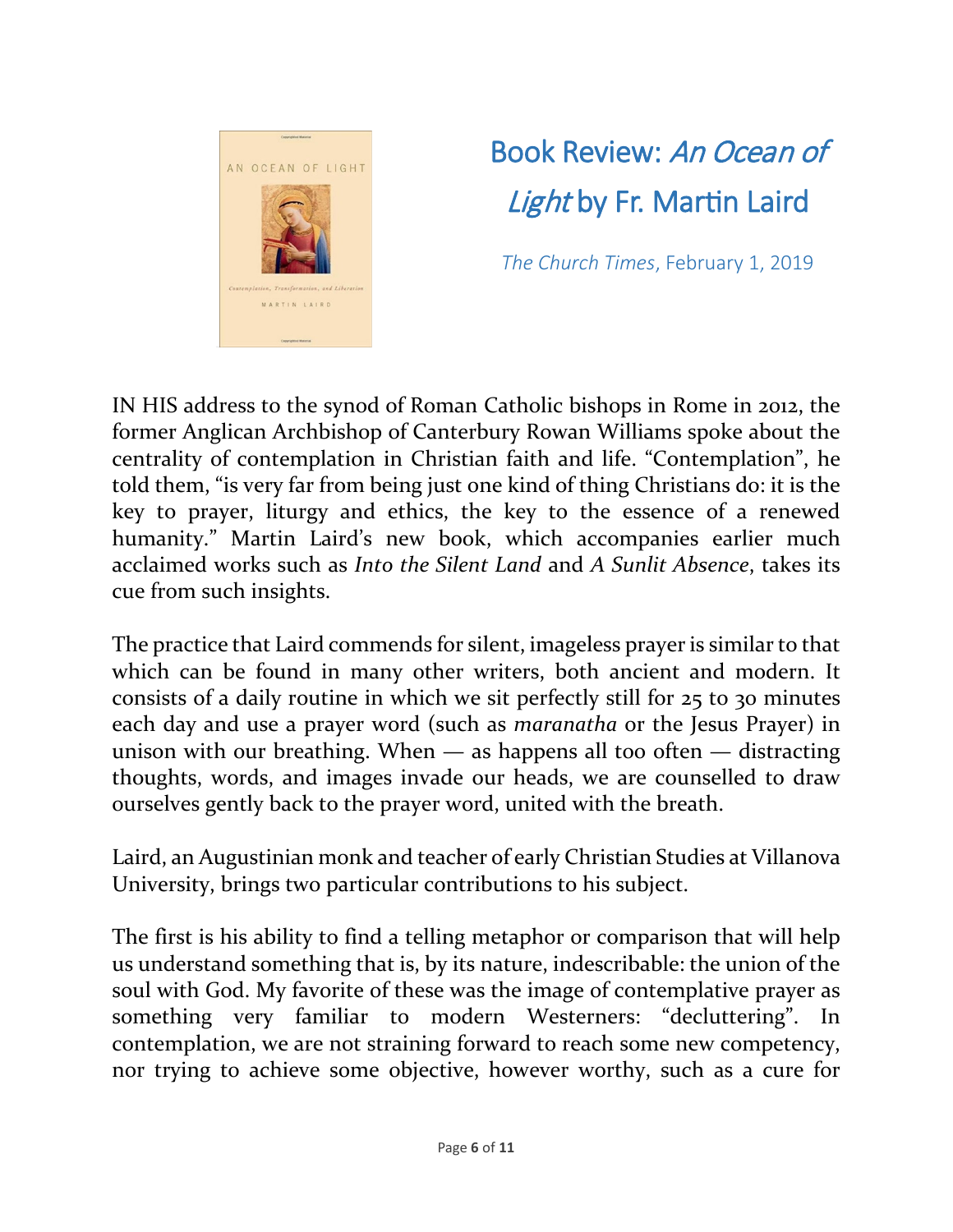# Book Review: *An Ocean of Light* by Fr. Martin Laird

*The Church Times*, February 1, 2019

IN HIS address to the synod of Roman Catholic bishops in Rome in 2012, the former Anglican Archbishop of Canterbury Rowan Williams spoke about the centrality of contemplation in Christian faith and life. "Contemplation", he told them, "is very far from being just one kind of thing Christians do: it is the key to prayer, liturgy and ethics, the key to the essence of a renewed humanity." Martin Laird's new book, which accompanies earlier much acclaimed works such as *Into the Silent Land* and *A Sunlit Absence*, takes its cue from such insights.

The practice that Laird commends for silent, imageless prayer is similar to that which can be found in many other writers, both ancient and modern. It consists of a daily routine in which we sit perfectly still for 25 to 30 minutes each day and use a prayer word (such as *maranatha* or the Jesus Prayer) in unison with our breathing. When — as happens all too often — distracting thoughts, words, and images invade our heads, we are counselled to draw ourselves gently back to the prayer word, united with the breath.

Laird, an Augustinian monk and teacher of early Christian Studies at Villanova University, brings two particular contributions to his subject.

The first is his ability to find a telling metaphor or comparison that will help us understand something that is, by its nature, indescribable: the union of the soul with God. My favorite of these was the image of contemplative prayer as something very familiar to modern Westerners: "decluttering". In contemplation, we are not straining forward to reach some new competency, nor trying to achieve some objective, however worthy, such as a cure for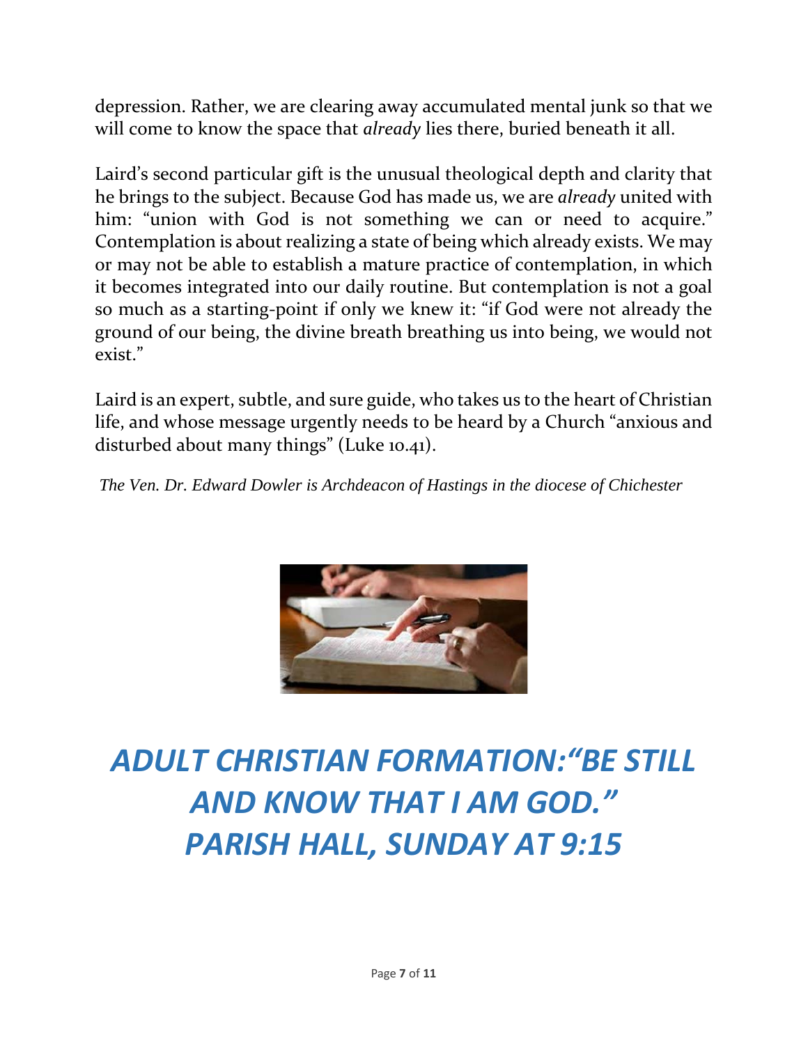depression. Rather, we are clearing away accumulated mental junk so that we will come to know the space that *already* lies there, buried beneath it all.

Laird's second particular gift is the unusual theological depth and clarity that he brings to the subject. Because God has made us, we are *already* united with him: "union with God is not something we can or need to acquire." Contemplation is about realizing a state of being which already exists. We may or may not be able to establish a mature practice of contemplation, in which it becomes integrated into our daily routine. But contemplation is not a goal so much as a starting-point if only we knew it: "if God were not already the ground of our being, the divine breath breathing us into being, we would not exist."

Laird is an expert, subtle, and sure guide, who takes us to the heart of Christian life, and whose message urgently needs to be heard by a Church "anxious and disturbed about many things" (Luke 10.41).

*The Ven. Dr. Edward Dowler is Archdeacon of Hastings in the diocese of Chichester*

# *ADULT CHRISTIAN FORMATION:"BE STILL AND KNOW THAT I AM GOD." PARISH HALL, SUNDAY AT 9:15*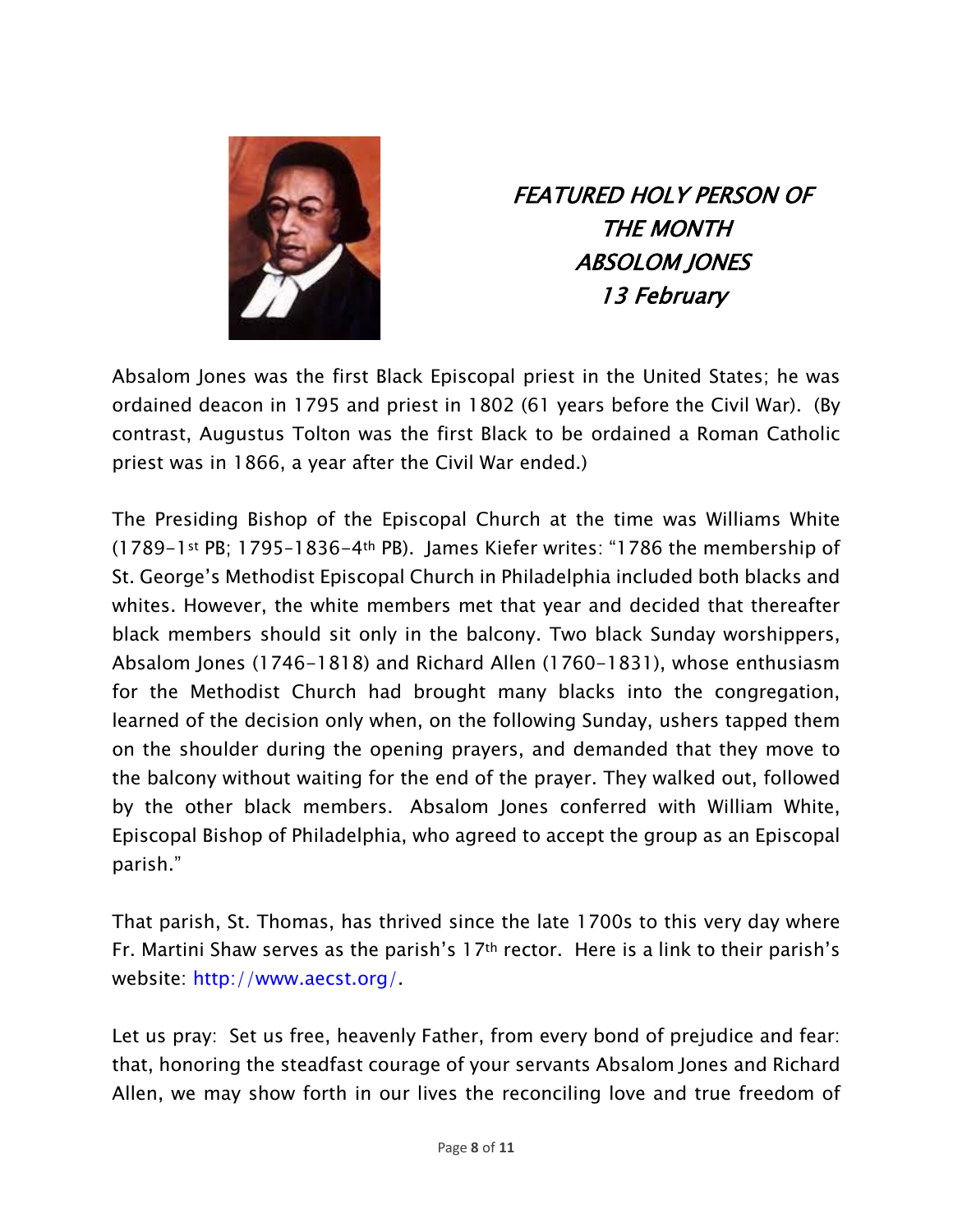*FEATURED HOLY PERSON OF THE MONTH*
*ABSOLOM JONES*
*13 February*

Absalom Jones was the first Black Episcopal priest in the United States; he was ordained deacon in 1795 and priest in 1802 (61 years before the Civil War). (By contrast, Augustus Tolton was the first Black to be ordained a Roman Catholic priest was in 1866, a year after the Civil War ended.)

The Presiding Bishop of the Episcopal Church at the time was Williams White (1789–1st PB; 1795–1836–4th PB). James Kiefer writes: "1786 the membership of St. George's Methodist Episcopal Church in Philadelphia included both blacks and whites. However, the white members met that year and decided that thereafter black members should sit only in the balcony. Two black Sunday worshippers, Absalom Jones (1746–1818) and Richard Allen (1760–1831), whose enthusiasm for the Methodist Church had brought many blacks into the congregation, learned of the decision only when, on the following Sunday, ushers tapped them on the shoulder during the opening prayers, and demanded that they move to the balcony without waiting for the end of the prayer. They walked out, followed by the other black members. Absalom Jones conferred with William White, Episcopal Bishop of Philadelphia, who agreed to accept the group as an Episcopal parish."

That parish, St. Thomas, has thrived since the late 1700s to this very day where Fr. Martini Shaw serves as the parish's 17th rector. Here is a link to their parish's website: http://www.aecst.org/.

Let us pray: Set us free, heavenly Father, from every bond of prejudice and fear: that, honoring the steadfast courage of your servants Absalom Jones and Richard Allen, we may show forth in our lives the reconciling love and true freedom of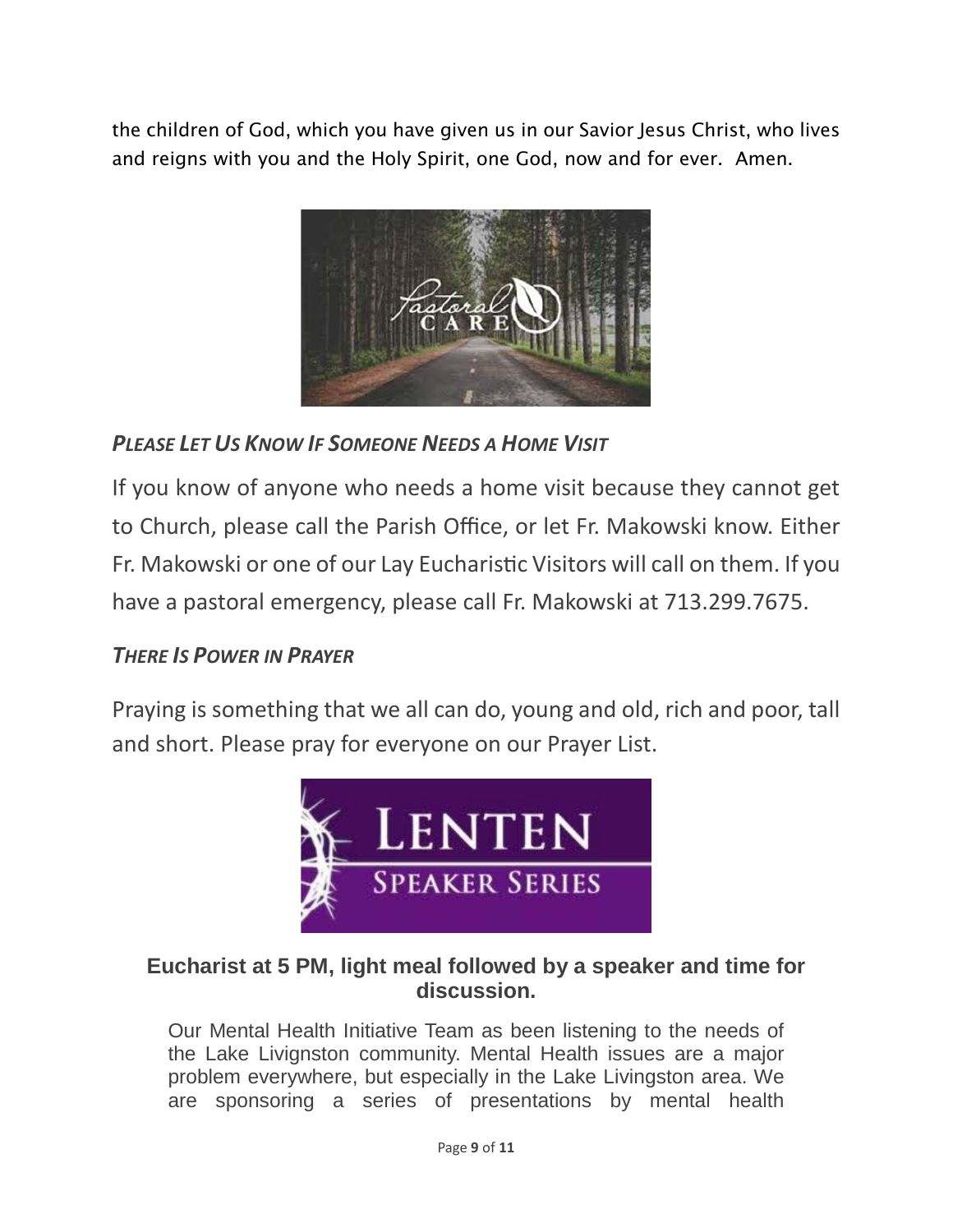the children of God, which you have given us in our Savior Jesus Christ, who lives and reigns with you and the Holy Spirit, one God, now and for ever. Amen.

### *PLEASE LET US KNOW IF SOMEONE NEEDS A HOME VISIT*

If you know of anyone who needs a home visit because they cannot get to Church, please call the Parish Office, or let Fr. Makowski know. Either Fr. Makowski or one of our Lay Eucharistic Visitors will call on them. If you have a pastoral emergency, please call Fr. Makowski at 713.299.7675.

### *THERE IS POWER IN PRAYER*

Praying is something that we all can do, young and old, rich and poor, tall and short. Please pray for everyone on our Prayer List.

**Eucharist at 5 PM, light meal followed by a speaker and time for discussion.**

Our Mental Health Initiative Team as been listening to the needs of the Lake Livignston community. Mental Health issues are a major problem everywhere, but especially in the Lake Livingston area. We are sponsoring a series of presentations by mental health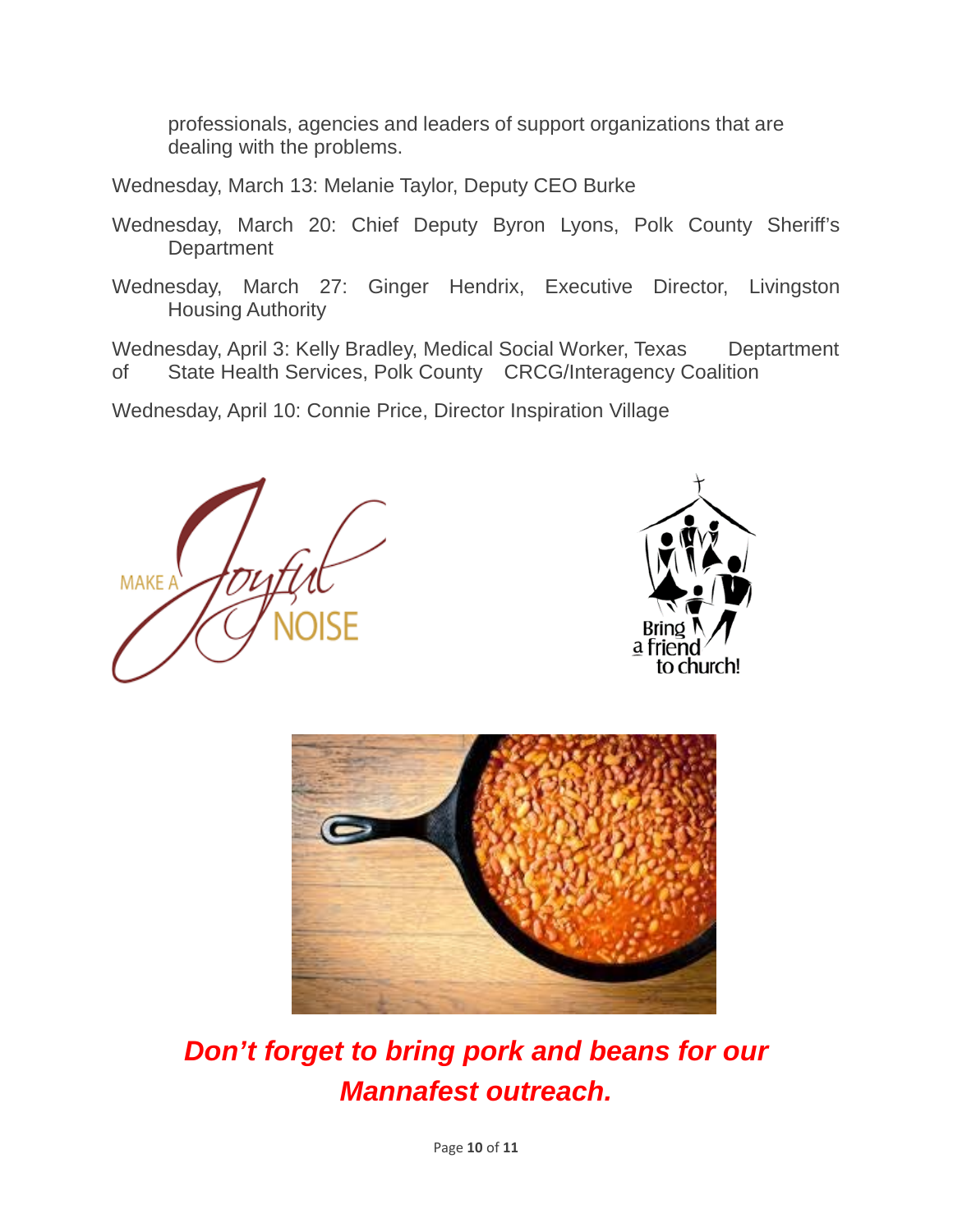professionals, agencies and leaders of support organizations that are dealing with the problems.

Wednesday, March 13: Melanie Taylor, Deputy CEO Burke

Wednesday, March 20: Chief Deputy Byron Lyons, Polk County Sheriff's Department

Wednesday, March 27: Ginger Hendrix, Executive Director, Livingston Housing Authority

Wednesday, April 3: Kelly Bradley, Medical Social Worker, Texas Deptartment of State Health Services, Polk County CRCG/Interagency Coalition

Wednesday, April 10: Connie Price, Director Inspiration Village

***Don't forget to bring pork and beans for our Mannafest outreach.***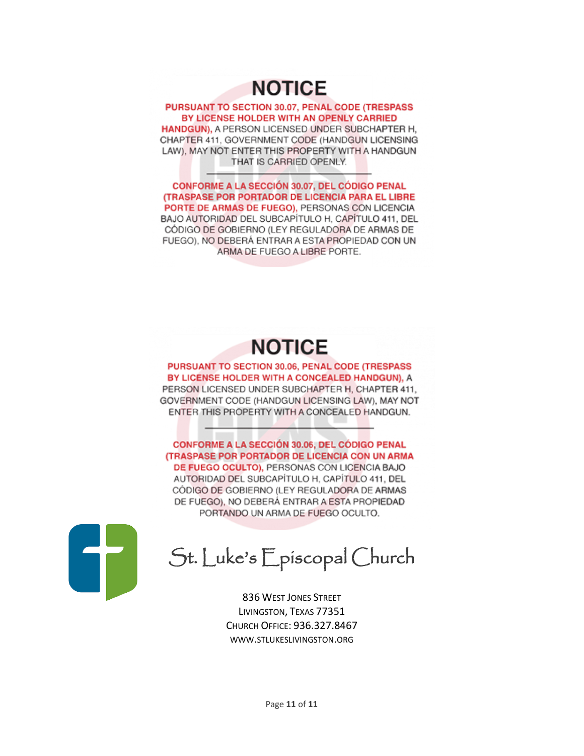# NOTICE

**PURSUANT TO SECTION 30.07, PENAL CODE (TRESPASS BY LICENSE HOLDER WITH AN OPENLY CARRIED HANDGUN),** A PERSON LICENSED UNDER SUBCHAPTER H, CHAPTER 411, GOVERNMENT CODE (HANDGUN LICENSING LAW), MAY NOT ENTER THIS PROPERTY WITH A HANDGUN THAT IS CARRIED OPENLY.

---

**CONFORME A LA SECCIÓN 30.07, DEL CÓDIGO PENAL (TRASPASE POR PORTADOR DE LICENCIA PARA EL LIBRE PORTE DE ARMAS DE FUEGO),** PERSONAS CON LICENCIA BAJO AUTORIDAD DEL SUBCAPÍTULO H, CAPÍTULO 411, DEL CÓDIGO DE GOBIERNO (LEY REGULADORA DE ARMAS DE FUEGO), NO DEBERÁ ENTRAR A ESTA PROPIEDAD CON UN ARMA DE FUEGO A LIBRE PORTE.

# NOTICE

**PURSUANT TO SECTION 30.06, PENAL CODE (TRESPASS BY LICENSE HOLDER WITH A CONCEALED HANDGUN),** A PERSON LICENSED UNDER SUBCHAPTER H, CHAPTER 411, GOVERNMENT CODE (HANDGUN LICENSING LAW), MAY NOT ENTER THIS PROPERTY WITH A CONCEALED HANDGUN.

---

**CONFORME A LA SECCIÓN 30.06, DEL CÓDIGO PENAL (TRASPASE POR PORTADOR DE LICENCIA CON UN ARMA DE FUEGO OCULTO),** PERSONAS CON LICENCIA BAJO AUTORIDAD DEL SUBCAPÍTULO H, CAPÍTULO 411, DEL CÓDIGO DE GOBIERNO (LEY REGULADORA DE ARMAS DE FUEGO), NO DEBERÁ ENTRAR A ESTA PROPIEDAD PORTANDO UN ARMA DE FUEGO OCULTO.

## St. Luke's Episcopal Church

836 West Jones Street
Livingston, Texas 77351
Church Office: 936.327.8467
www.stlukeslivingston.org